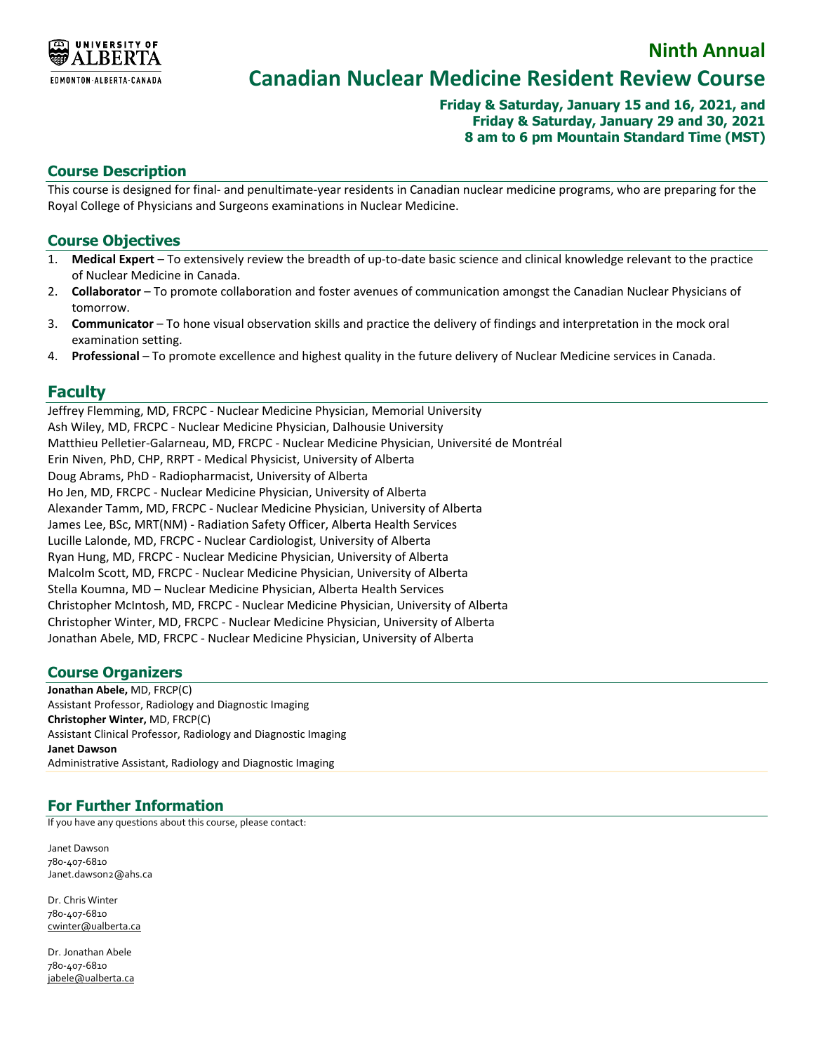UNIVERSITY OF ALBERTA
EDMONTON·ALBERTA·CANADA

# Ninth Annual

# Canadian Nuclear Medicine Resident Review Course

**Friday & Saturday, January 15 and 16, 2021, and**
**Friday & Saturday, January 29 and 30, 2021**
**8 am to 6 pm Mountain Standard Time (MST)**

## Course Description

This course is designed for final- and penultimate-year residents in Canadian nuclear medicine programs, who are preparing for the Royal College of Physicians and Surgeons examinations in Nuclear Medicine.

## Course Objectives

1. **Medical Expert** – To extensively review the breadth of up-to-date basic science and clinical knowledge relevant to the practice of Nuclear Medicine in Canada.
2. **Collaborator** – To promote collaboration and foster avenues of communication amongst the Canadian Nuclear Physicians of tomorrow.
3. **Communicator** – To hone visual observation skills and practice the delivery of findings and interpretation in the mock oral examination setting.
4. **Professional** – To promote excellence and highest quality in the future delivery of Nuclear Medicine services in Canada.

## Faculty

Jeffrey Flemming, MD, FRCPC - Nuclear Medicine Physician, Memorial University
Ash Wiley, MD, FRCPC - Nuclear Medicine Physician, Dalhousie University
Matthieu Pelletier-Galarneau, MD, FRCPC - Nuclear Medicine Physician, Université de Montréal
Erin Niven, PhD, CHP, RRPT - Medical Physicist, University of Alberta
Doug Abrams, PhD - Radiopharmacist, University of Alberta
Ho Jen, MD, FRCPC - Nuclear Medicine Physician, University of Alberta
Alexander Tamm, MD, FRCPC - Nuclear Medicine Physician, University of Alberta
James Lee, BSc, MRT(NM) - Radiation Safety Officer, Alberta Health Services
Lucille Lalonde, MD, FRCPC - Nuclear Cardiologist, University of Alberta
Ryan Hung, MD, FRCPC - Nuclear Medicine Physician, University of Alberta
Malcolm Scott, MD, FRCPC - Nuclear Medicine Physician, University of Alberta
Stella Koumna, MD – Nuclear Medicine Physician, Alberta Health Services
Christopher McIntosh, MD, FRCPC - Nuclear Medicine Physician, University of Alberta
Christopher Winter, MD, FRCPC - Nuclear Medicine Physician, University of Alberta
Jonathan Abele, MD, FRCPC - Nuclear Medicine Physician, University of Alberta

## Course Organizers

**Jonathan Abele,** MD, FRCP(C)
Assistant Professor, Radiology and Diagnostic Imaging
**Christopher Winter,** MD, FRCP(C)
Assistant Clinical Professor, Radiology and Diagnostic Imaging
**Janet Dawson**
Administrative Assistant, Radiology and Diagnostic Imaging

## For Further Information

If you have any questions about this course, please contact:

Janet Dawson
780-407-6810
Janet.dawson2@ahs.ca

Dr. Chris Winter
780-407-6810
cwinter@ualberta.ca

Dr. Jonathan Abele
780-407-6810
jabele@ualberta.ca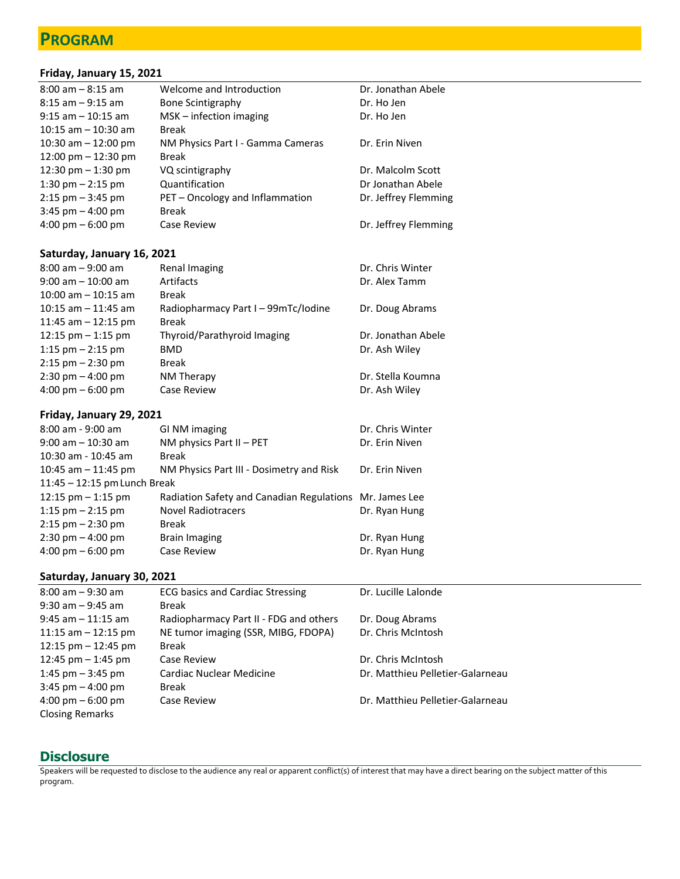# PROGRAM

### Friday, January 15, 2021

| | | |
|---|---|---|
| 8:00 am – 8:15 am | Welcome and Introduction | Dr. Jonathan Abele |
| 8:15 am – 9:15 am | Bone Scintigraphy | Dr. Ho Jen |
| 9:15 am – 10:15 am | MSK – infection imaging | Dr. Ho Jen |
| 10:15 am – 10:30 am | Break | |
| 10:30 am – 12:00 pm | NM Physics Part I - Gamma Cameras | Dr. Erin Niven |
| 12:00 pm – 12:30 pm | Break | |
| 12:30 pm – 1:30 pm | VQ scintigraphy | Dr. Malcolm Scott |
| 1:30 pm – 2:15 pm | Quantification | Dr Jonathan Abele |
| 2:15 pm – 3:45 pm | PET – Oncology and Inflammation | Dr. Jeffrey Flemming |
| 3:45 pm – 4:00 pm | Break | |
| 4:00 pm – 6:00 pm | Case Review | Dr. Jeffrey Flemming |

### Saturday, January 16, 2021

| | | |
|---|---|---|
| 8:00 am – 9:00 am | Renal Imaging | Dr. Chris Winter |
| 9:00 am – 10:00 am | Artifacts | Dr. Alex Tamm |
| 10:00 am – 10:15 am | Break | |
| 10:15 am – 11:45 am | Radiopharmacy Part I – 99mTc/Iodine | Dr. Doug Abrams |
| 11:45 am – 12:15 pm | Break | |
| 12:15 pm – 1:15 pm | Thyroid/Parathyroid Imaging | Dr. Jonathan Abele |
| 1:15 pm – 2:15 pm | BMD | Dr. Ash Wiley |
| 2:15 pm – 2:30 pm | Break | |
| 2:30 pm – 4:00 pm | NM Therapy | Dr. Stella Koumna |
| 4:00 pm – 6:00 pm | Case Review | Dr. Ash Wiley |

### Friday, January 29, 2021

| | | |
|---|---|---|
| 8:00 am - 9:00 am | GI NM imaging | Dr. Chris Winter |
| 9:00 am – 10:30 am | NM physics Part II – PET | Dr. Erin Niven |
| 10:30 am - 10:45 am | Break | |
| 10:45 am – 11:45 pm | NM Physics Part III - Dosimetry and Risk | Dr. Erin Niven |
| 11:45 – 12:15 pm | Lunch Break | |
| 12:15 pm – 1:15 pm | Radiation Safety and Canadian Regulations | Mr. James Lee |
| 1:15 pm – 2:15 pm | Novel Radiotracers | Dr. Ryan Hung |
| 2:15 pm – 2:30 pm | Break | |
| 2:30 pm – 4:00 pm | Brain Imaging | Dr. Ryan Hung |
| 4:00 pm – 6:00 pm | Case Review | Dr. Ryan Hung |

### Saturday, January 30, 2021

| | | |
|---|---|---|
| 8:00 am – 9:30 am | ECG basics and Cardiac Stressing | Dr. Lucille Lalonde |
| 9:30 am – 9:45 am | Break | |
| 9:45 am – 11:15 am | Radiopharmacy Part II - FDG and others | Dr. Doug Abrams |
| 11:15 am – 12:15 pm | NE tumor imaging (SSR, MIBG, FDOPA) | Dr. Chris McIntosh |
| 12:15 pm – 12:45 pm | Break | |
| 12:45 pm – 1:45 pm | Case Review | Dr. Chris McIntosh |
| 1:45 pm – 3:45 pm | Cardiac Nuclear Medicine | Dr. Matthieu Pelletier-Galarneau |
| 3:45 pm – 4:00 pm | Break | |
| 4:00 pm – 6:00 pm | Case Review | Dr. Matthieu Pelletier-Galarneau |
| Closing Remarks | | |

## Disclosure

Speakers will be requested to disclose to the audience any real or apparent conflict(s) of interest that may have a direct bearing on the subject matter of this program.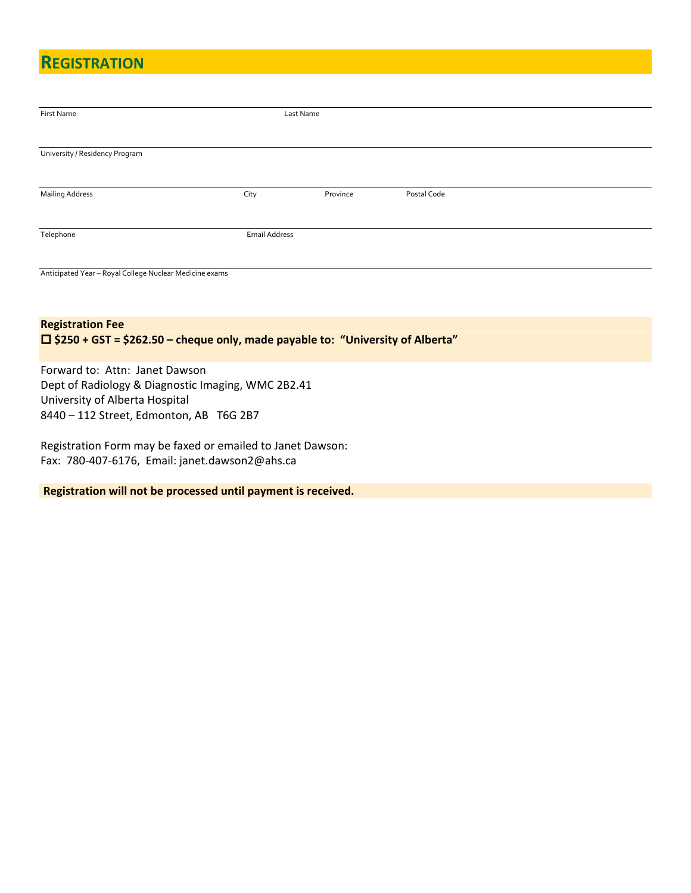# REGISTRATION

First Name Last Name

University / Residency Program

Mailing Address City Province Postal Code

Telephone Email Address

Anticipated Year – Royal College Nuclear Medicine exams

**Registration Fee**

**☐ $250 + GST = $262.50 – cheque only, made payable to: "University of Alberta"**

Forward to: Attn: Janet Dawson
Dept of Radiology & Diagnostic Imaging, WMC 2B2.41
University of Alberta Hospital
8440 – 112 Street, Edmonton, AB T6G 2B7

Registration Form may be faxed or emailed to Janet Dawson:
Fax: 780-407-6176, Email: janet.dawson2@ahs.ca

**Registration will not be processed until payment is received.**